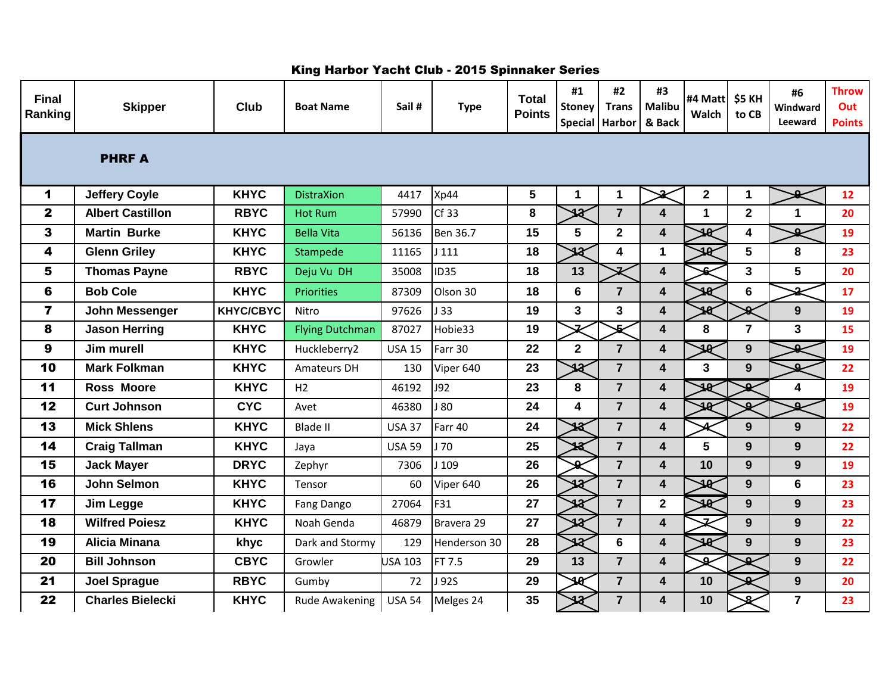# King Harbor Yacht Club - 2015 Spinnaker Series

| Final Ranking | Skipper | Club | Boat Name | Sail # | Type | Total Points | #1 Stoney Special | #2 Trans Harbor | #3 Malibu & Back | #4 Matt Walch | $5 KH to CB | #6 Windward Leeward | Throw Out Points |
|---|---|---|---|---|---|---|---|---|---|---|---|---|---|
| **PHRF A** | | | | | | | | | | | | | |
| 1 | Jeffery Coyle | KHYC | DistraXion | 4417 | Xp44 | 5 | 1 | 1 | 3 | 2 | 1 | 9 | 12 |
| 2 | Albert Castillon | RBYC | Hot Rum | 57990 | Cf 33 | 8 | 13 | 7 | 4 | 1 | 2 | 1 | 20 |
| 3 | Martin Burke | KHYC | Bella Vita | 56136 | Ben 36.7 | 15 | 5 | 2 | 4 | 10 | 4 | 9 | 19 |
| 4 | Glenn Griley | KHYC | Stampede | 11165 | J 111 | 18 | 13 | 4 | 1 | 10 | 5 | 8 | 23 |
| 5 | Thomas Payne | RBYC | Deju Vu DH | 35008 | ID35 | 18 | 13 | 7 | 4 | 6 | 3 | 5 | 20 |
| 6 | Bob Cole | KHYC | Priorities | 87309 | Olson 30 | 18 | 6 | 7 | 4 | 10 | 6 | 2 | 17 |
| 7 | John Messenger | KHYC/CBYC | Nitro | 97626 | J 33 | 19 | 3 | 3 | 4 | 10 | 9 | 9 | 19 |
| 8 | Jason Herring | KHYC | Flying Dutchman | 87027 | Hobie33 | 19 | 7 | 5 | 4 | 8 | 7 | 3 | 15 |
| 9 | Jim murell | KHYC | Huckleberry2 | USA 15 | Farr 30 | 22 | 2 | 7 | 4 | 10 | 9 | 9 | 19 |
| 10 | Mark Folkman | KHYC | Amateurs DH | 130 | Viper 640 | 23 | 13 | 7 | 4 | 3 | 9 | 9 | 22 |
| 11 | Ross Moore | KHYC | H2 | 46192 | J92 | 23 | 8 | 7 | 4 | 10 | 9 | 4 | 19 |
| 12 | Curt Johnson | CYC | Avet | 46380 | J 80 | 24 | 4 | 7 | 4 | 10 | 9 | 9 | 19 |
| 13 | Mick Shlens | KHYC | Blade II | USA 37 | Farr 40 | 24 | 13 | 7 | 4 | 4 | 9 | 9 | 22 |
| 14 | Craig Tallman | KHYC | Jaya | USA 59 | J 70 | 25 | 13 | 7 | 4 | 5 | 9 | 9 | 22 |
| 15 | Jack Mayer | DRYC | Zephyr | 7306 | J 109 | 26 | 9 | 7 | 4 | 10 | 9 | 9 | 19 |
| 16 | John Selmon | KHYC | Tensor | 60 | Viper 640 | 26 | 13 | 7 | 4 | 10 | 9 | 6 | 23 |
| 17 | Jim Legge | KHYC | Fang Dango | 27064 | F31 | 27 | 13 | 7 | 2 | 10 | 9 | 9 | 23 |
| 18 | Wilfred Poiesz | KHYC | Noah Genda | 46879 | Bravera 29 | 27 | 13 | 7 | 4 | 7 | 9 | 9 | 22 |
| 19 | Alicia Minana | khyc | Dark and Stormy | 129 | Henderson 30 | 28 | 13 | 6 | 4 | 10 | 9 | 9 | 23 |
| 20 | Bill Johnson | CBYC | Growler | USA 103 | FT 7.5 | 29 | 13 | 7 | 4 | 9 | 9 | 9 | 22 |
| 21 | Joel Sprague | RBYC | Gumby | 72 | J 92S | 29 | 10 | 7 | 4 | 10 | 9 | 9 | 20 |
| 22 | Charles Bielecki | KHYC | Rude Awakening | USA 54 | Melges 24 | 35 | 13 | 7 | 4 | 10 | 8 | 7 | 23 |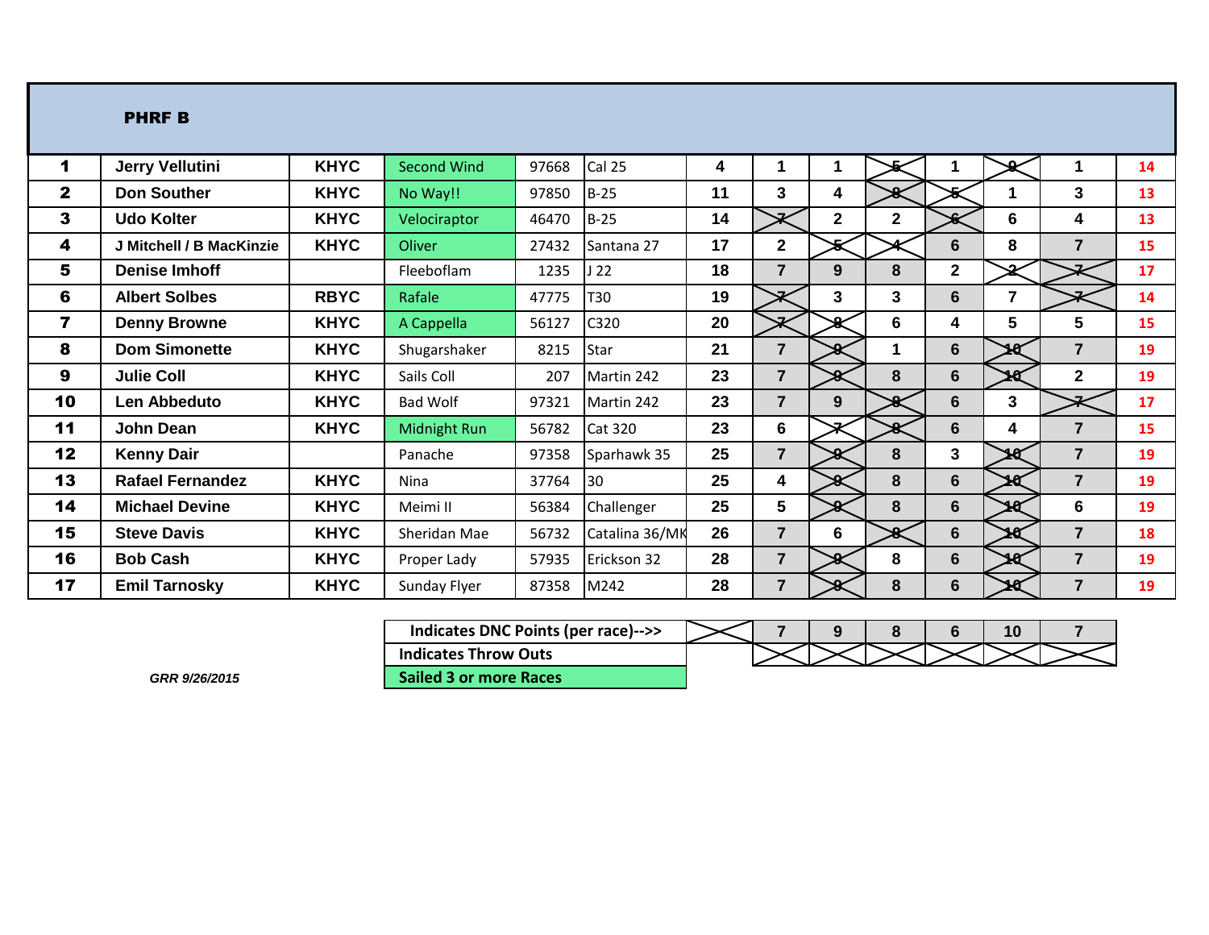## PHRF B

| | | | | | | | | | | | | | |
|---|---|---|---|---|---|---|---|---|---|---|---|---|---|
| 1 | Jerry Vellutini | KHYC | Second Wind | 97668 | Cal 25 | 4 | 1 | 1 | 5 | 1 | 9 | 1 | 14 |
| 2 | Don Souther | KHYC | No Way!! | 97850 | B-25 | 11 | 3 | 4 | 8 | 5 | 1 | 3 | 13 |
| 3 | Udo Kolter | KHYC | Velociraptor | 46470 | B-25 | 14 | 7 | 2 | 2 | 6 | 6 | 4 | 13 |
| 4 | J Mitchell / B MacKinzie | KHYC | Oliver | 27432 | Santana 27 | 17 | 2 | 5 | 4 | 6 | 8 | 7 | 15 |
| 5 | Denise Imhoff | | Fleeboflam | 1235 | J 22 | 18 | 7 | 9 | 8 | 2 | 2 | 7 | 17 |
| 6 | Albert Solbes | RBYC | Rafale | 47775 | T30 | 19 | 7 | 3 | 3 | 6 | 7 | 7 | 14 |
| 7 | Denny Browne | KHYC | A Cappella | 56127 | C320 | 20 | 7 | 8 | 6 | 4 | 5 | 5 | 15 |
| 8 | Dom Simonette | KHYC | Shugarshaker | 8215 | Star | 21 | 7 | 9 | 1 | 6 | 10 | 7 | 19 |
| 9 | Julie Coll | KHYC | Sails Coll | 207 | Martin 242 | 23 | 7 | 9 | 8 | 6 | 10 | 2 | 19 |
| 10 | Len Abbeduto | KHYC | Bad Wolf | 97321 | Martin 242 | 23 | 7 | 9 | 8 | 6 | 3 | 7 | 17 |
| 11 | John Dean | KHYC | Midnight Run | 56782 | Cat 320 | 23 | 6 | 7 | 8 | 6 | 4 | 7 | 15 |
| 12 | Kenny Dair | | Panache | 97358 | Sparhawk 35 | 25 | 7 | 9 | 8 | 3 | 10 | 7 | 19 |
| 13 | Rafael Fernandez | KHYC | Nina | 37764 | 30 | 25 | 4 | 9 | 8 | 6 | 10 | 7 | 19 |
| 14 | Michael Devine | KHYC | Meimi II | 56384 | Challenger | 25 | 5 | 9 | 8 | 6 | 10 | 6 | 19 |
| 15 | Steve Davis | KHYC | Sheridan Mae | 56732 | Catalina 36/MK | 26 | 7 | 6 | 8 | 6 | 10 | 7 | 18 |
| 16 | Bob Cash | KHYC | Proper Lady | 57935 | Erickson 32 | 28 | 7 | 9 | 8 | 6 | 10 | 7 | 19 |
| 17 | Emil Tarnosky | KHYC | Sunday Flyer | 87358 | M242 | 28 | 7 | 9 | 8 | 6 | 10 | 7 | 19 |

| | | | | | | |
|---|---|---|---|---|---|---|
| **Indicates DNC Points (per race)-->>** | 7 | 9 | 8 | 6 | 10 | 7 |
| **Indicates Throw Outs** | | | | | | |
| **Sailed 3 or more Races** | | | | | | |

*GRR 9/26/2015*